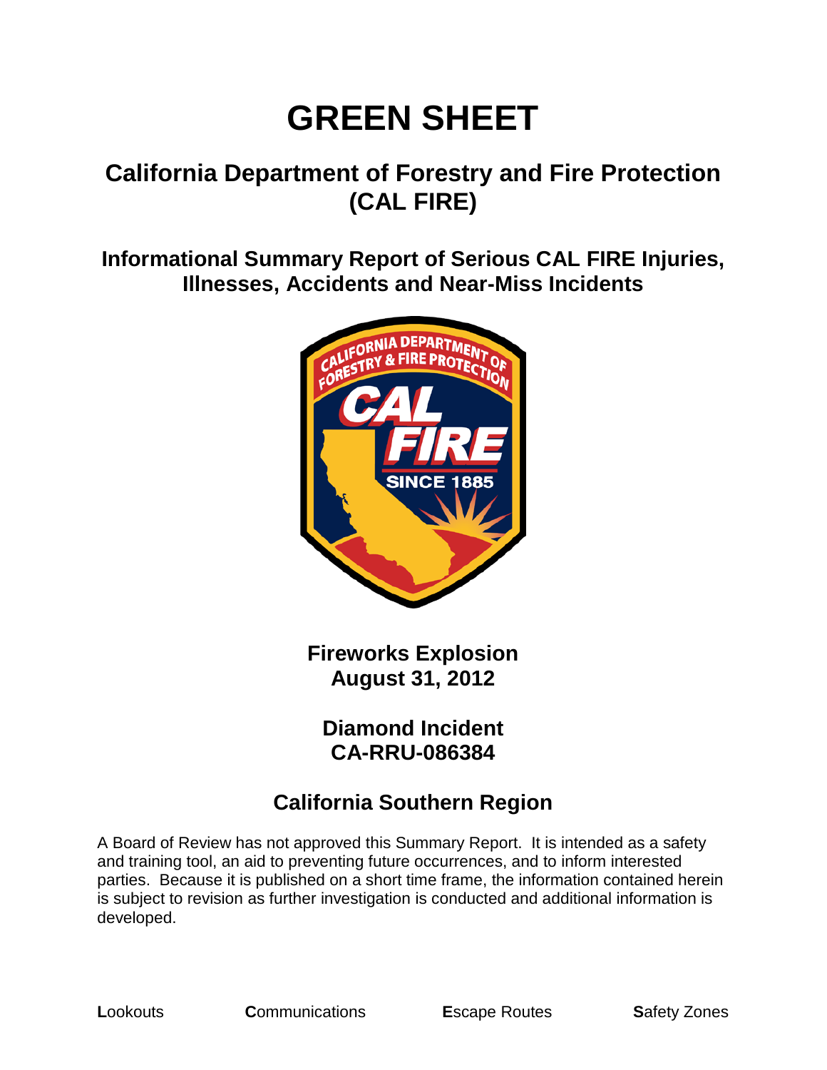# GREEN SHEET

## California Department of Forestry and Fire Protection (CAL FIRE)

### Informational Summary Report of Serious CAL FIRE Injuries, Illnesses, Accidents and Near-Miss Incidents

**Fireworks Explosion**
**August 31, 2012**

**Diamond Incident**
**CA-RRU-086384**

### California Southern Region

A Board of Review has not approved this Summary Report. It is intended as a safety and training tool, an aid to preventing future occurrences, and to inform interested parties. Because it is published on a short time frame, the information contained herein is subject to revision as further investigation is conducted and additional information is developed.

**L**ookouts **C**ommunications **E**scape Routes **S**afety Zones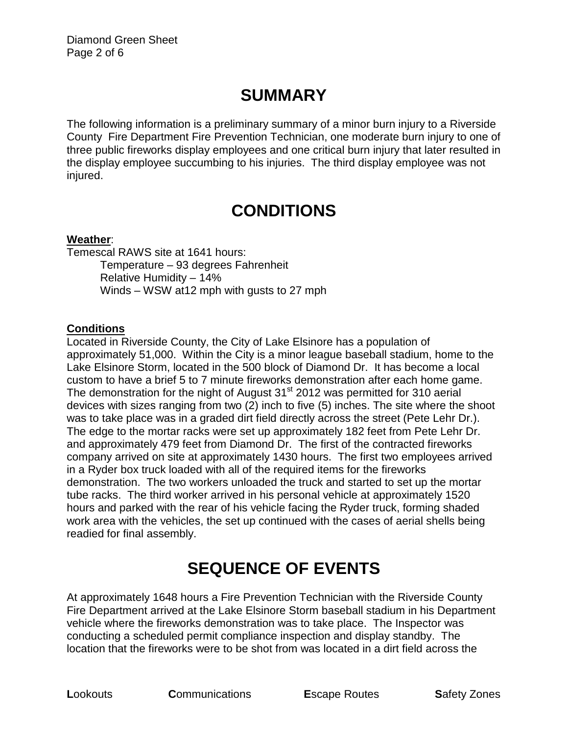# SUMMARY

The following information is a preliminary summary of a minor burn injury to a Riverside County Fire Department Fire Prevention Technician, one moderate burn injury to one of three public fireworks display employees and one critical burn injury that later resulted in the display employee succumbing to his injuries. The third display employee was not injured.

# CONDITIONS

**Weather**:

Temescal RAWS site at 1641 hours:

- Temperature – 93 degrees Fahrenheit
- Relative Humidity – 14%
- Winds – WSW at12 mph with gusts to 27 mph

**Conditions**

Located in Riverside County, the City of Lake Elsinore has a population of approximately 51,000. Within the City is a minor league baseball stadium, home to the Lake Elsinore Storm, located in the 500 block of Diamond Dr. It has become a local custom to have a brief 5 to 7 minute fireworks demonstration after each home game. The demonstration for the night of August 31st 2012 was permitted for 310 aerial devices with sizes ranging from two (2) inch to five (5) inches. The site where the shoot was to take place was in a graded dirt field directly across the street (Pete Lehr Dr.). The edge to the mortar racks were set up approximately 182 feet from Pete Lehr Dr. and approximately 479 feet from Diamond Dr. The first of the contracted fireworks company arrived on site at approximately 1430 hours. The first two employees arrived in a Ryder box truck loaded with all of the required items for the fireworks demonstration. The two workers unloaded the truck and started to set up the mortar tube racks. The third worker arrived in his personal vehicle at approximately 1520 hours and parked with the rear of his vehicle facing the Ryder truck, forming shaded work area with the vehicles, the set up continued with the cases of aerial shells being readied for final assembly.

# SEQUENCE OF EVENTS

At approximately 1648 hours a Fire Prevention Technician with the Riverside County Fire Department arrived at the Lake Elsinore Storm baseball stadium in his Department vehicle where the fireworks demonstration was to take place. The Inspector was conducting a scheduled permit compliance inspection and display standby. The location that the fireworks were to be shot from was located in a dirt field across the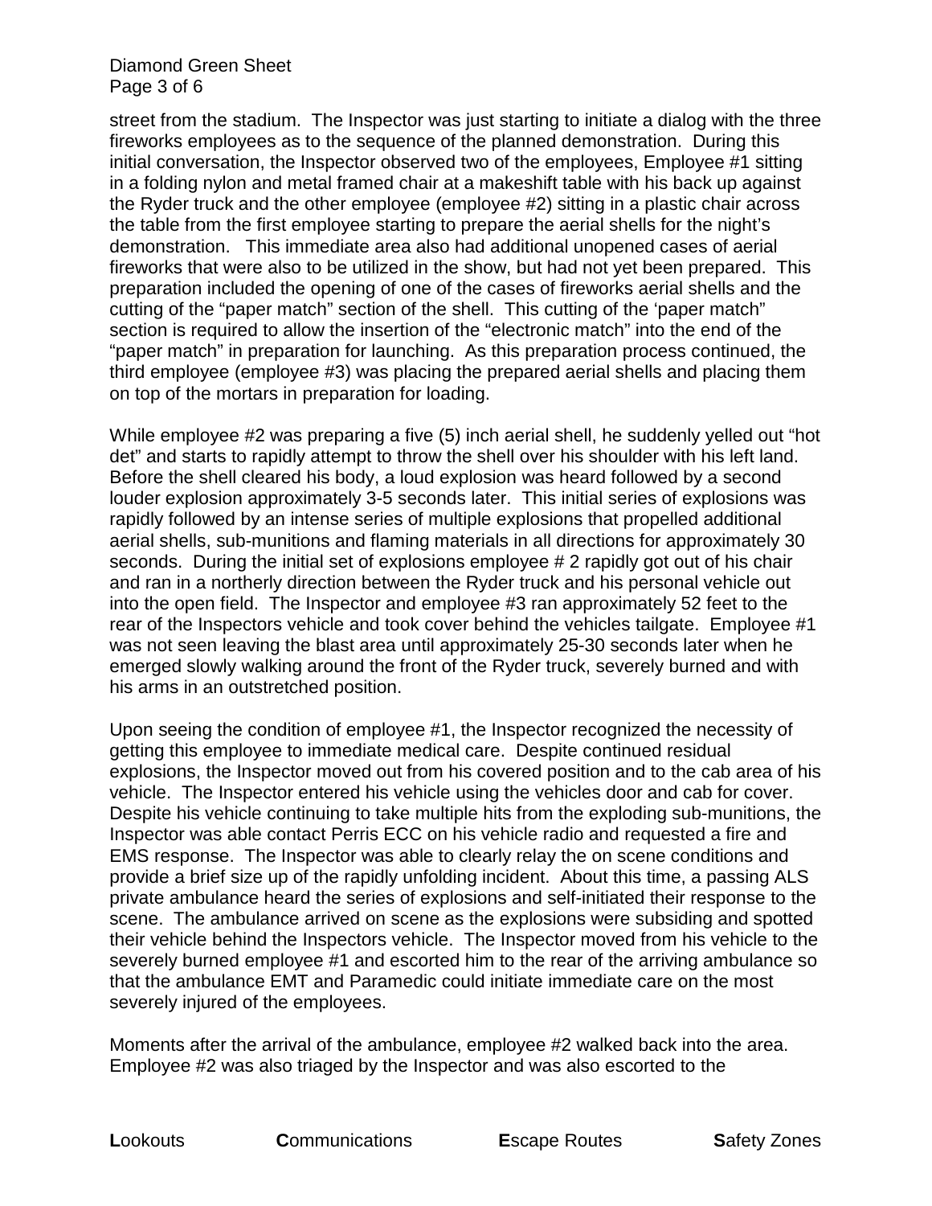street from the stadium. The Inspector was just starting to initiate a dialog with the three fireworks employees as to the sequence of the planned demonstration. During this initial conversation, the Inspector observed two of the employees, Employee #1 sitting in a folding nylon and metal framed chair at a makeshift table with his back up against the Ryder truck and the other employee (employee #2) sitting in a plastic chair across the table from the first employee starting to prepare the aerial shells for the night's demonstration. This immediate area also had additional unopened cases of aerial fireworks that were also to be utilized in the show, but had not yet been prepared. This preparation included the opening of one of the cases of fireworks aerial shells and the cutting of the "paper match" section of the shell. This cutting of the 'paper match" section is required to allow the insertion of the "electronic match" into the end of the "paper match" in preparation for launching. As this preparation process continued, the third employee (employee #3) was placing the prepared aerial shells and placing them on top of the mortars in preparation for loading.

While employee #2 was preparing a five (5) inch aerial shell, he suddenly yelled out "hot det" and starts to rapidly attempt to throw the shell over his shoulder with his left land. Before the shell cleared his body, a loud explosion was heard followed by a second louder explosion approximately 3-5 seconds later. This initial series of explosions was rapidly followed by an intense series of multiple explosions that propelled additional aerial shells, sub-munitions and flaming materials in all directions for approximately 30 seconds. During the initial set of explosions employee # 2 rapidly got out of his chair and ran in a northerly direction between the Ryder truck and his personal vehicle out into the open field. The Inspector and employee #3 ran approximately 52 feet to the rear of the Inspectors vehicle and took cover behind the vehicles tailgate. Employee #1 was not seen leaving the blast area until approximately 25-30 seconds later when he emerged slowly walking around the front of the Ryder truck, severely burned and with his arms in an outstretched position.

Upon seeing the condition of employee #1, the Inspector recognized the necessity of getting this employee to immediate medical care. Despite continued residual explosions, the Inspector moved out from his covered position and to the cab area of his vehicle. The Inspector entered his vehicle using the vehicles door and cab for cover. Despite his vehicle continuing to take multiple hits from the exploding sub-munitions, the Inspector was able contact Perris ECC on his vehicle radio and requested a fire and EMS response. The Inspector was able to clearly relay the on scene conditions and provide a brief size up of the rapidly unfolding incident. About this time, a passing ALS private ambulance heard the series of explosions and self-initiated their response to the scene. The ambulance arrived on scene as the explosions were subsiding and spotted their vehicle behind the Inspectors vehicle. The Inspector moved from his vehicle to the severely burned employee #1 and escorted him to the rear of the arriving ambulance so that the ambulance EMT and Paramedic could initiate immediate care on the most severely injured of the employees.

Moments after the arrival of the ambulance, employee #2 walked back into the area. Employee #2 was also triaged by the Inspector and was also escorted to the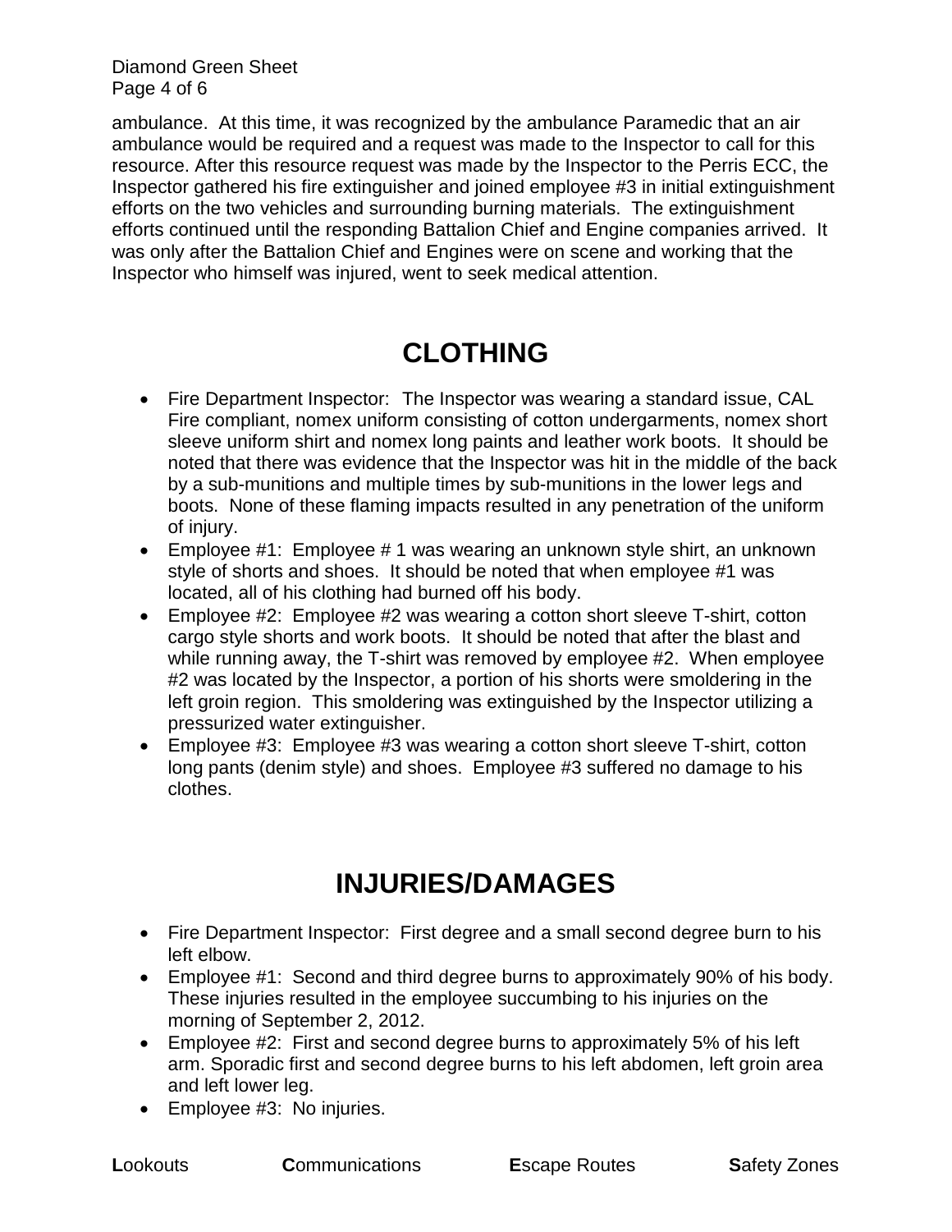ambulance. At this time, it was recognized by the ambulance Paramedic that an air ambulance would be required and a request was made to the Inspector to call for this resource. After this resource request was made by the Inspector to the Perris ECC, the Inspector gathered his fire extinguisher and joined employee #3 in initial extinguishment efforts on the two vehicles and surrounding burning materials. The extinguishment efforts continued until the responding Battalion Chief and Engine companies arrived. It was only after the Battalion Chief and Engines were on scene and working that the Inspector who himself was injured, went to seek medical attention.

## CLOTHING

- Fire Department Inspector: The Inspector was wearing a standard issue, CAL Fire compliant, nomex uniform consisting of cotton undergarments, nomex short sleeve uniform shirt and nomex long paints and leather work boots. It should be noted that there was evidence that the Inspector was hit in the middle of the back by a sub-munitions and multiple times by sub-munitions in the lower legs and boots. None of these flaming impacts resulted in any penetration of the uniform of injury.
- Employee #1: Employee # 1 was wearing an unknown style shirt, an unknown style of shorts and shoes. It should be noted that when employee #1 was located, all of his clothing had burned off his body.
- Employee #2: Employee #2 was wearing a cotton short sleeve T-shirt, cotton cargo style shorts and work boots. It should be noted that after the blast and while running away, the T-shirt was removed by employee #2. When employee #2 was located by the Inspector, a portion of his shorts were smoldering in the left groin region. This smoldering was extinguished by the Inspector utilizing a pressurized water extinguisher.
- Employee #3: Employee #3 was wearing a cotton short sleeve T-shirt, cotton long pants (denim style) and shoes. Employee #3 suffered no damage to his clothes.

## INJURIES/DAMAGES

- Fire Department Inspector: First degree and a small second degree burn to his left elbow.
- Employee #1: Second and third degree burns to approximately 90% of his body. These injuries resulted in the employee succumbing to his injuries on the morning of September 2, 2012.
- Employee #2: First and second degree burns to approximately 5% of his left arm. Sporadic first and second degree burns to his left abdomen, left groin area and left lower leg.
- Employee #3: No injuries.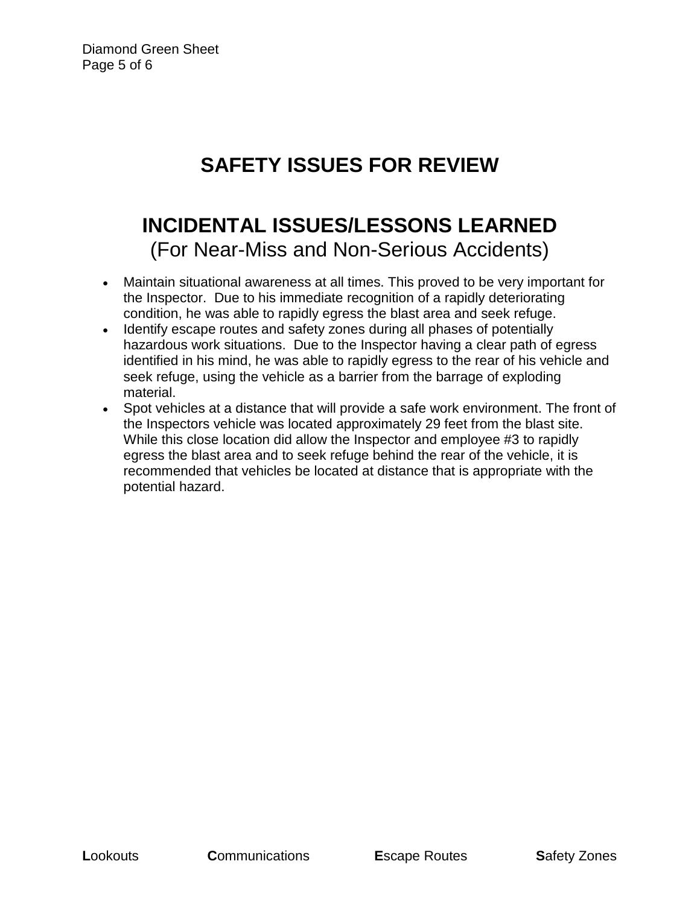# SAFETY ISSUES FOR REVIEW

## INCIDENTAL ISSUES/LESSONS LEARNED

(For Near-Miss and Non-Serious Accidents)

- Maintain situational awareness at all times. This proved to be very important for the Inspector. Due to his immediate recognition of a rapidly deteriorating condition, he was able to rapidly egress the blast area and seek refuge.
- Identify escape routes and safety zones during all phases of potentially hazardous work situations. Due to the Inspector having a clear path of egress identified in his mind, he was able to rapidly egress to the rear of his vehicle and seek refuge, using the vehicle as a barrier from the barrage of exploding material.
- Spot vehicles at a distance that will provide a safe work environment. The front of the Inspectors vehicle was located approximately 29 feet from the blast site. While this close location did allow the Inspector and employee #3 to rapidly egress the blast area and to seek refuge behind the rear of the vehicle, it is recommended that vehicles be located at distance that is appropriate with the potential hazard.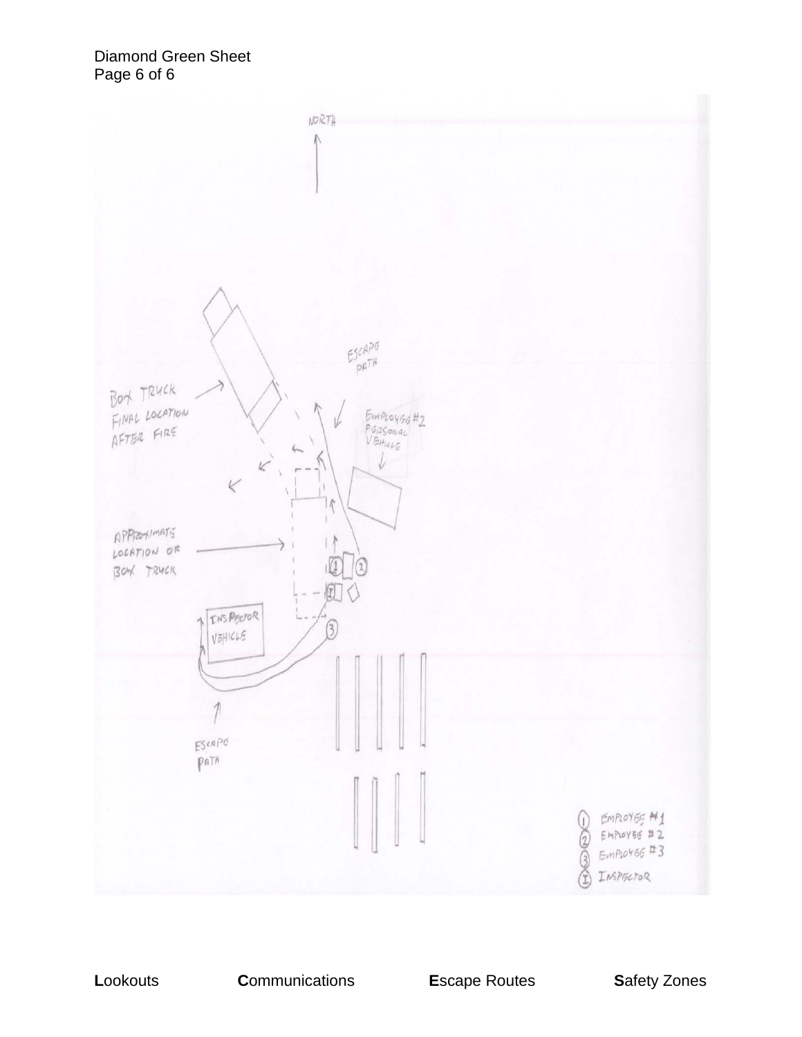NORTH

BOX TRUCK FINAL LOCATION AFTER FIRE

ESCAPE PATH

EMPLOYEE #2 PERSONAL VEHICLE

APPROXIMATE LOCATION OF BOX TRUCK

INSPECTOR VEHICLE

ESCAPE PATH

① EMPLOYEE #1
② EMPLOYEE #2
③ EMPLOYEE #3
Ⓘ INSPECTOR

**L**ookouts **C**ommunications **E**scape Routes **S**afety Zones